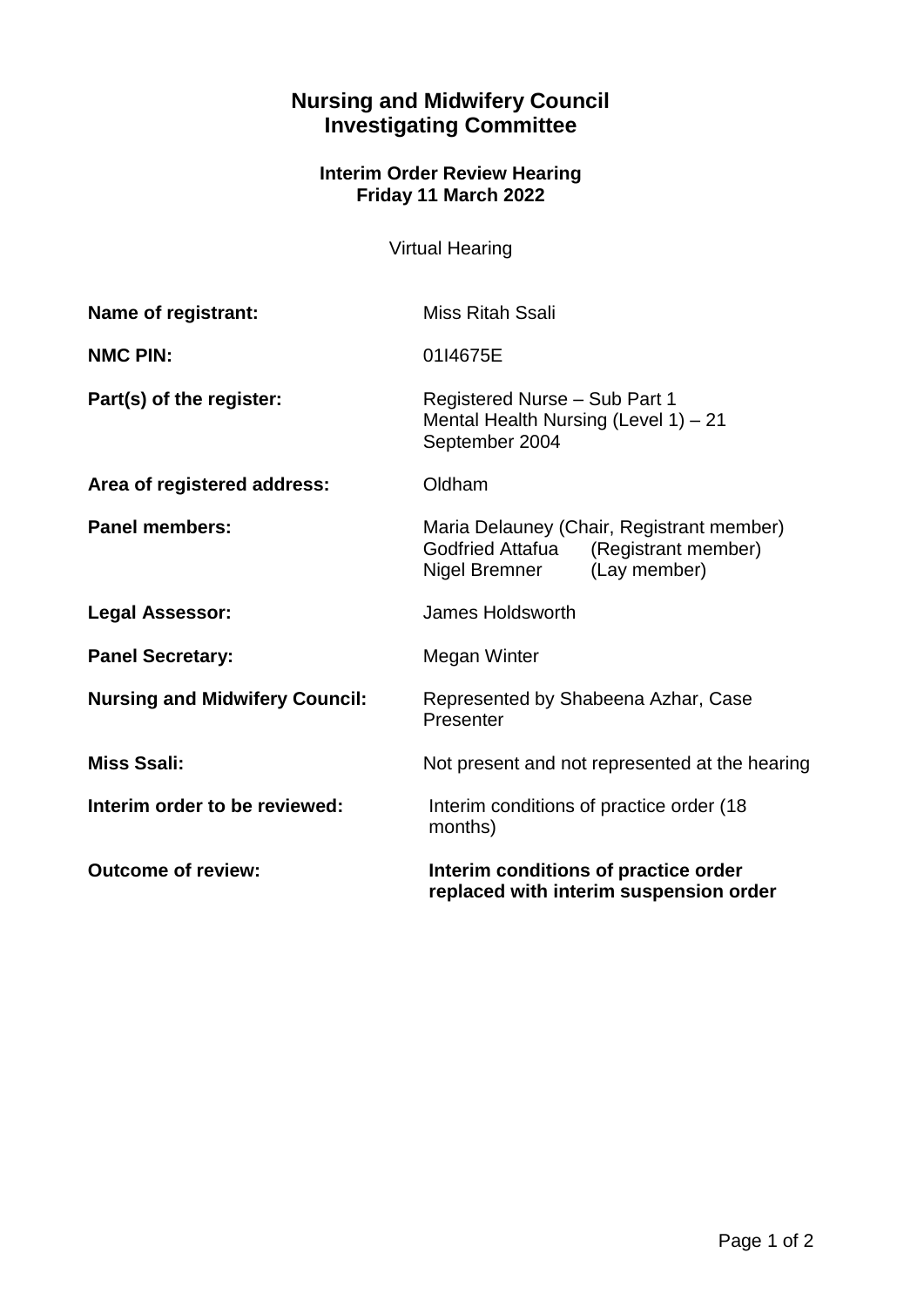# Nursing and Midwifery Council
# Investigating Committee

### Interim Order Review Hearing
### Friday 11 March 2022

Virtual Hearing

| | |
|---|---|
| **Name of registrant:** | Miss Ritah Ssali |
| **NMC PIN:** | 01I4675E |
| **Part(s) of the register:** | Registered Nurse – Sub Part 1<br>Mental Health Nursing (Level 1) – 21 September 2004 |
| **Area of registered address:** | Oldham |
| **Panel members:** | Maria Delauney (Chair, Registrant member)<br>Godfried Attafua (Registrant member)<br>Nigel Bremner (Lay member) |
| **Legal Assessor:** | James Holdsworth |
| **Panel Secretary:** | Megan Winter |
| **Nursing and Midwifery Council:** | Represented by Shabeena Azhar, Case Presenter |
| **Miss Ssali:** | Not present and not represented at the hearing |
| **Interim order to be reviewed:** | Interim conditions of practice order (18 months) |
| **Outcome of review:** | **Interim conditions of practice order replaced with interim suspension order** |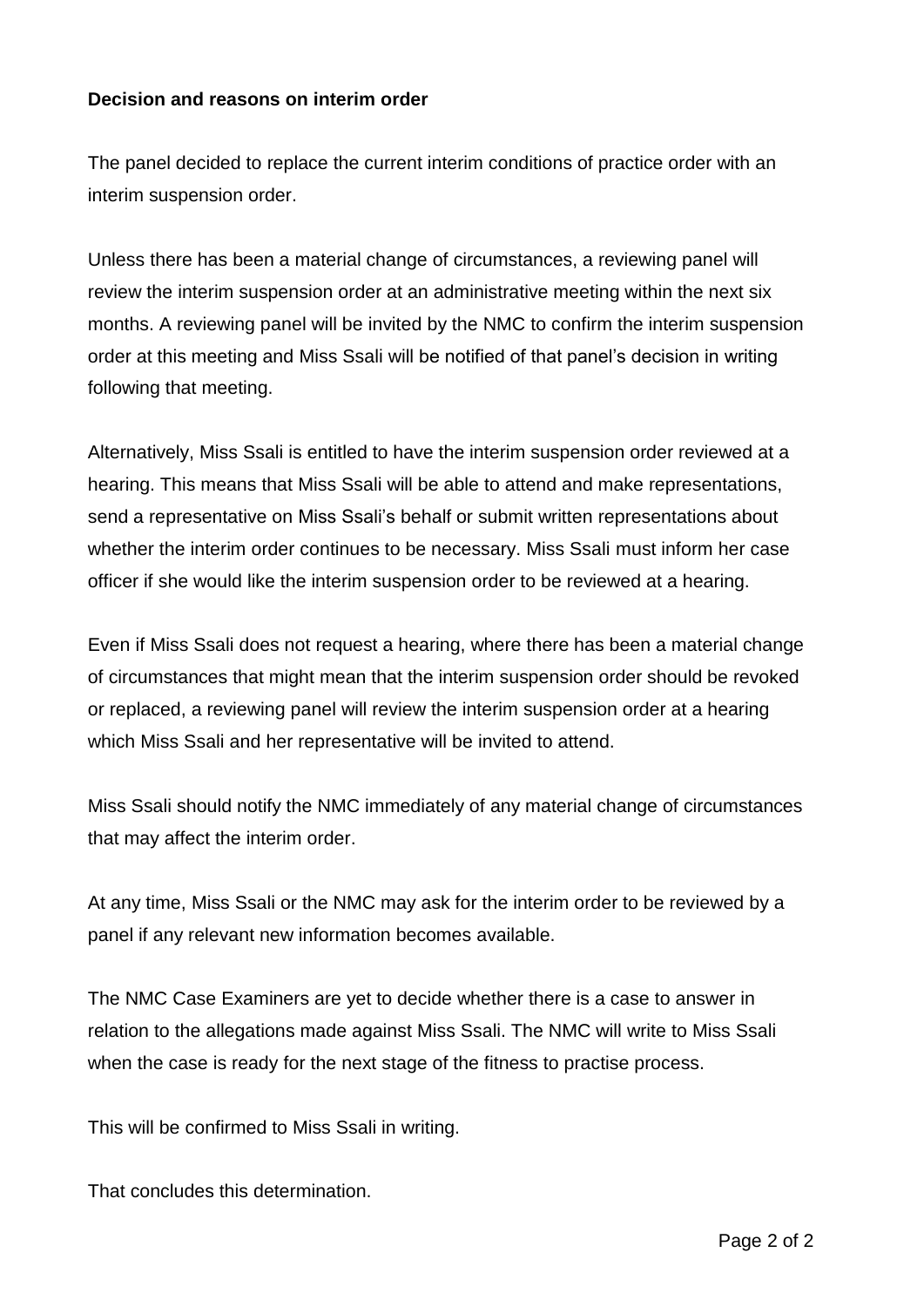**Decision and reasons on interim order**

The panel decided to replace the current interim conditions of practice order with an interim suspension order.

Unless there has been a material change of circumstances, a reviewing panel will review the interim suspension order at an administrative meeting within the next six months. A reviewing panel will be invited by the NMC to confirm the interim suspension order at this meeting and Miss Ssali will be notified of that panel's decision in writing following that meeting.

Alternatively, Miss Ssali is entitled to have the interim suspension order reviewed at a hearing. This means that Miss Ssali will be able to attend and make representations, send a representative on Miss Ssali's behalf or submit written representations about whether the interim order continues to be necessary. Miss Ssali must inform her case officer if she would like the interim suspension order to be reviewed at a hearing.

Even if Miss Ssali does not request a hearing, where there has been a material change of circumstances that might mean that the interim suspension order should be revoked or replaced, a reviewing panel will review the interim suspension order at a hearing which Miss Ssali and her representative will be invited to attend.

Miss Ssali should notify the NMC immediately of any material change of circumstances that may affect the interim order.

At any time, Miss Ssali or the NMC may ask for the interim order to be reviewed by a panel if any relevant new information becomes available.

The NMC Case Examiners are yet to decide whether there is a case to answer in relation to the allegations made against Miss Ssali. The NMC will write to Miss Ssali when the case is ready for the next stage of the fitness to practise process.

This will be confirmed to Miss Ssali in writing.

That concludes this determination.